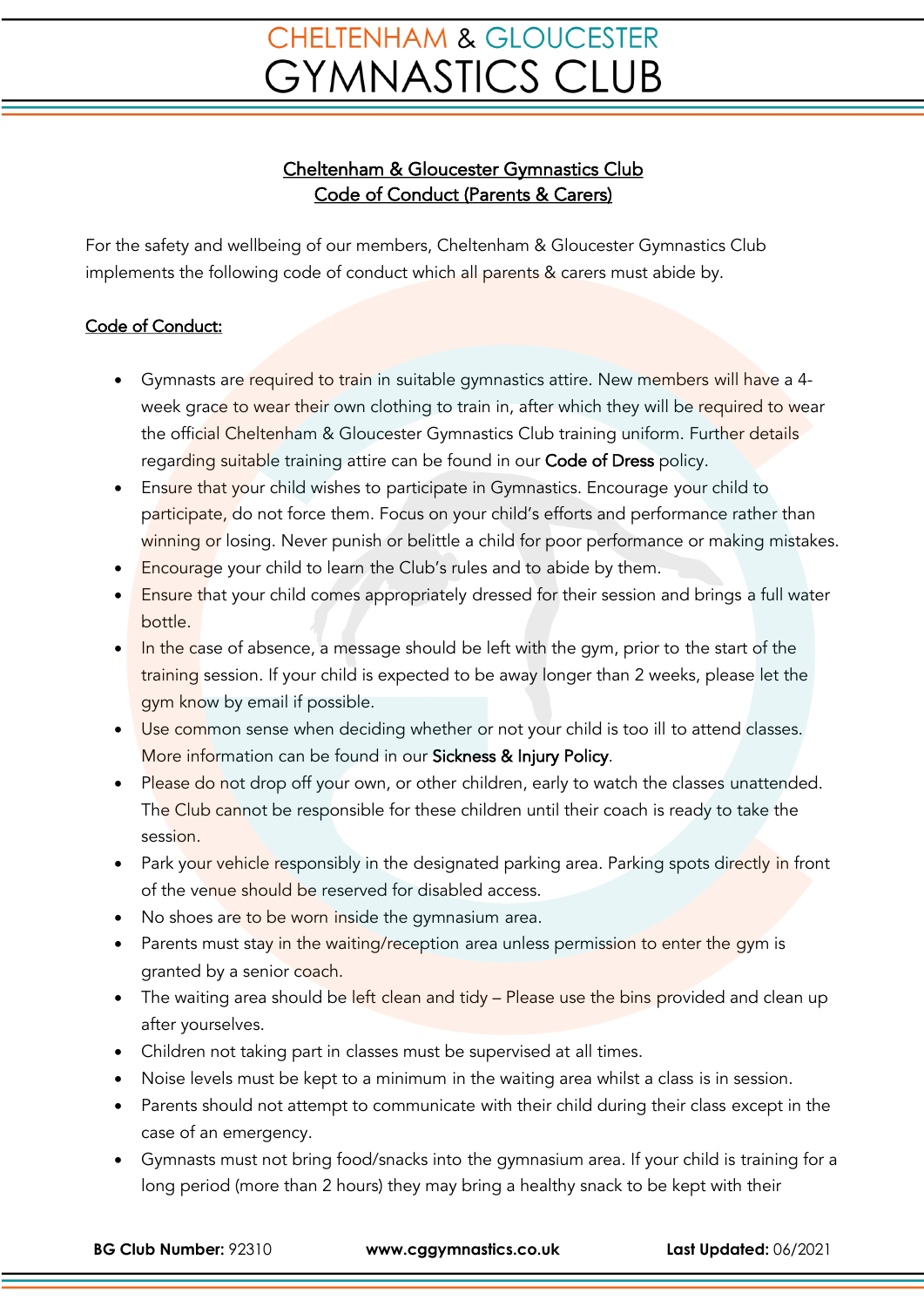# Cheltenham & Gloucester Gymnastics Club
## Code of Conduct (Parents & Carers)

For the safety and wellbeing of our members, Cheltenham & Gloucester Gymnastics Club implements the following code of conduct which all parents & carers must abide by.

### Code of Conduct:

- Gymnasts are required to train in suitable gymnastics attire. New members will have a 4-week grace to wear their own clothing to train in, after which they will be required to wear the official Cheltenham & Gloucester Gymnastics Club training uniform. Further details regarding suitable training attire can be found in our **Code of Dress** policy.
- Ensure that your child wishes to participate in Gymnastics. Encourage your child to participate, do not force them. Focus on your child's efforts and performance rather than winning or losing. Never punish or belittle a child for poor performance or making mistakes.
- Encourage your child to learn the Club's rules and to abide by them.
- Ensure that your child comes appropriately dressed for their session and brings a full water bottle.
- In the case of absence, a message should be left with the gym, prior to the start of the training session. If your child is expected to be away longer than 2 weeks, please let the gym know by email if possible.
- Use common sense when deciding whether or not your child is too ill to attend classes. More information can be found in our **Sickness & Injury Policy**.
- Please do not drop off your own, or other children, early to watch the classes unattended. The Club cannot be responsible for these children until their coach is ready to take the session.
- Park your vehicle responsibly in the designated parking area. Parking spots directly in front of the venue should be reserved for disabled access.
- No shoes are to be worn inside the gymnasium area.
- Parents must stay in the waiting/reception area unless permission to enter the gym is granted by a senior coach.
- The waiting area should be left clean and tidy – Please use the bins provided and clean up after yourselves.
- Children not taking part in classes must be supervised at all times.
- Noise levels must be kept to a minimum in the waiting area whilst a class is in session.
- Parents should not attempt to communicate with their child during their class except in the case of an emergency.
- Gymnasts must not bring food/snacks into the gymnasium area. If your child is training for a long period (more than 2 hours) they may bring a healthy snack to be kept with their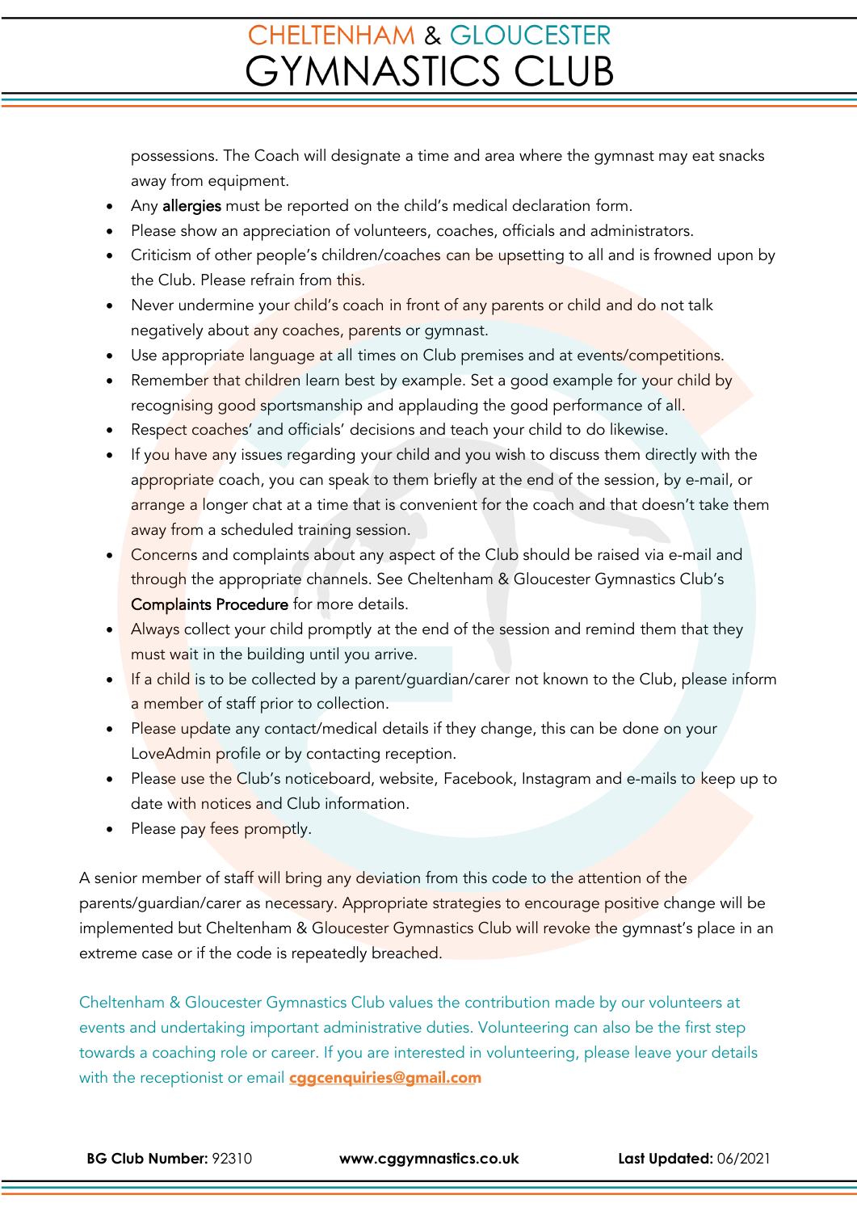possessions. The Coach will designate a time and area where the gymnast may eat snacks away from equipment.

- Any **allergies** must be reported on the child's medical declaration form.
- Please show an appreciation of volunteers, coaches, officials and administrators.
- Criticism of other people's children/coaches can be upsetting to all and is frowned upon by the Club. Please refrain from this.
- Never undermine your child's coach in front of any parents or child and do not talk negatively about any coaches, parents or gymnast.
- Use appropriate language at all times on Club premises and at events/competitions.
- Remember that children learn best by example. Set a good example for your child by recognising good sportsmanship and applauding the good performance of all.
- Respect coaches' and officials' decisions and teach your child to do likewise.
- If you have any issues regarding your child and you wish to discuss them directly with the appropriate coach, you can speak to them briefly at the end of the session, by e-mail, or arrange a longer chat at a time that is convenient for the coach and that doesn't take them away from a scheduled training session.
- Concerns and complaints about any aspect of the Club should be raised via e-mail and through the appropriate channels. See Cheltenham & Gloucester Gymnastics Club's **Complaints Procedure** for more details.
- Always collect your child promptly at the end of the session and remind them that they must wait in the building until you arrive.
- If a child is to be collected by a parent/guardian/carer not known to the Club, please inform a member of staff prior to collection.
- Please update any contact/medical details if they change, this can be done on your LoveAdmin profile or by contacting reception.
- Please use the Club's noticeboard, website, Facebook, Instagram and e-mails to keep up to date with notices and Club information.
- Please pay fees promptly.

A senior member of staff will bring any deviation from this code to the attention of the parents/guardian/carer as necessary. Appropriate strategies to encourage positive change will be implemented but Cheltenham & Gloucester Gymnastics Club will revoke the gymnast's place in an extreme case or if the code is repeatedly breached.

Cheltenham & Gloucester Gymnastics Club values the contribution made by our volunteers at events and undertaking important administrative duties. Volunteering can also be the first step towards a coaching role or career. If you are interested in volunteering, please leave your details with the receptionist or email **cggcenquiries@gmail.com**

**BG Club Number:** 92310 **www.cggymnastics.co.uk** **Last Updated:** 06/2021